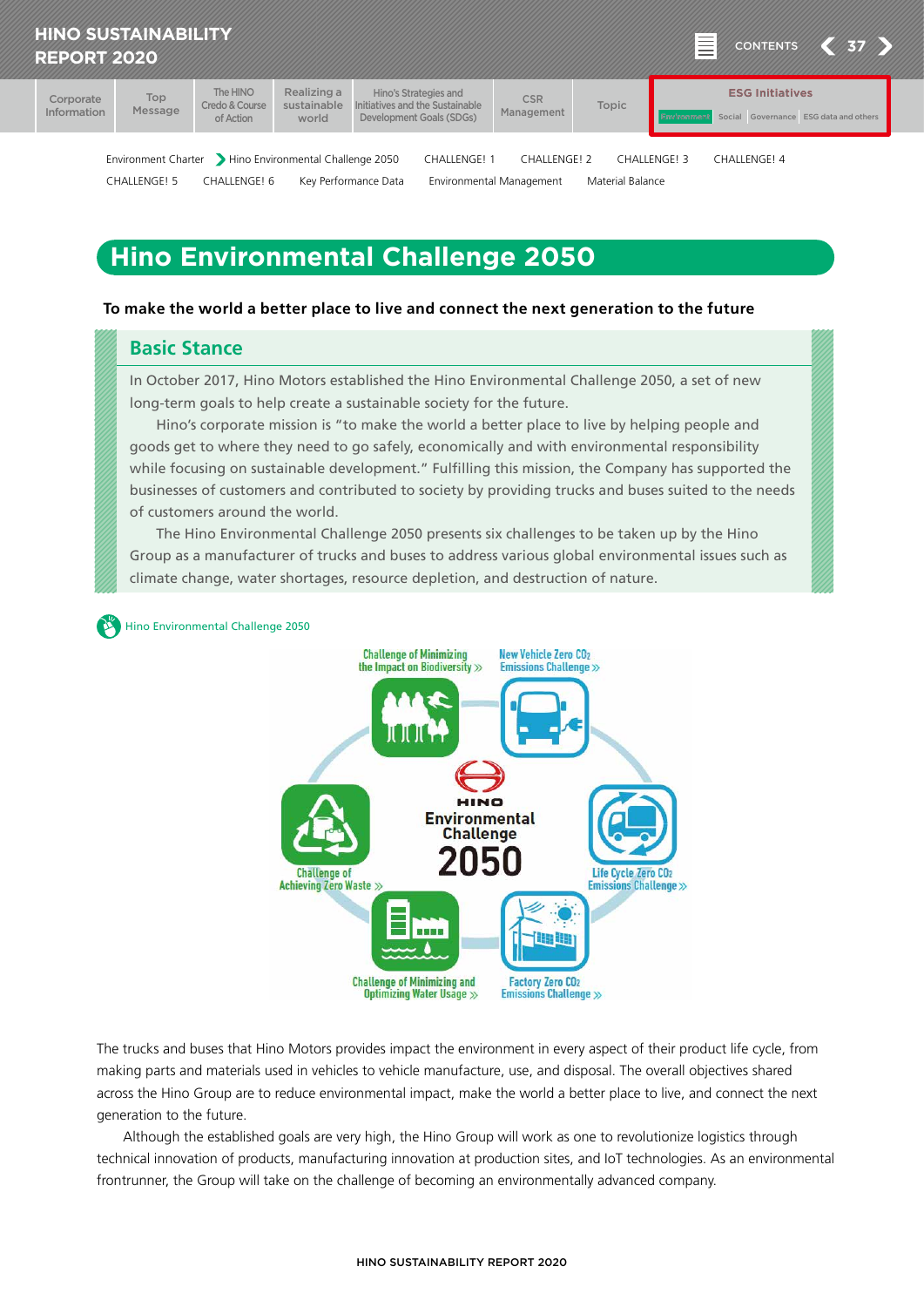# Hino Environmental Challenge 2050

**To make the world a better place to live and connect the next generation to the future**

## Basic Stance

In October 2017, Hino Motors established the Hino Environmental Challenge 2050, a set of new long-term goals to help create a sustainable society for the future.

Hino's corporate mission is "to make the world a better place to live by helping people and goods get to where they need to go safely, economically and with environmental responsibility while focusing on sustainable development." Fulfilling this mission, the Company has supported the businesses of customers and contributed to society by providing trucks and buses suited to the needs of customers around the world.

The Hino Environmental Challenge 2050 presents six challenges to be taken up by the Hino Group as a manufacturer of trucks and buses to address various global environmental issues such as climate change, water shortages, resource depletion, and destruction of nature.

Hino Environmental Challenge 2050

HINO Environmental Challenge 2050

- Challenge of Minimizing the Impact on Biodiversity
- New Vehicle Zero $CO_2$ Emissions Challenge
- Life Cycle Zero $CO_2$ Emissions Challenge
- Factory Zero $CO_2$ Emissions Challenge
- Challenge of Minimizing and Optimizing Water Usage
- Challenge of Achieving Zero Waste

The trucks and buses that Hino Motors provides impact the environment in every aspect of their product life cycle, from making parts and materials used in vehicles to vehicle manufacture, use, and disposal. The overall objectives shared across the Hino Group are to reduce environmental impact, make the world a better place to live, and connect the next generation to the future.

Although the established goals are very high, the Hino Group will work as one to revolutionize logistics through technical innovation of products, manufacturing innovation at production sites, and IoT technologies. As an environmental frontrunner, the Group will take on the challenge of becoming an environmentally advanced company.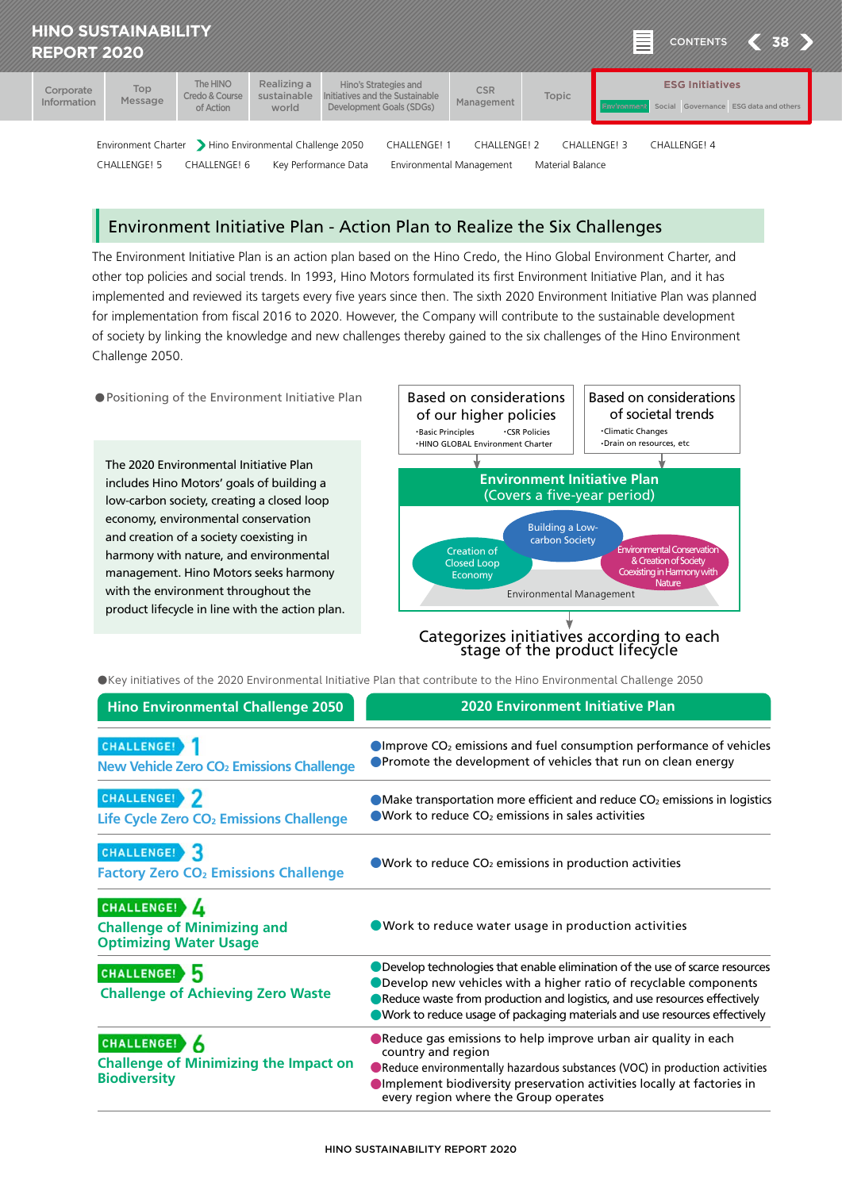## Environment Initiative Plan - Action Plan to Realize the Six Challenges

The Environment Initiative Plan is an action plan based on the Hino Credo, the Hino Global Environment Charter, and other top policies and social trends. In 1993, Hino Motors formulated its first Environment Initiative Plan, and it has implemented and reviewed its targets every five years since then. The sixth 2020 Environment Initiative Plan was planned for implementation from fiscal 2016 to 2020. However, the Company will contribute to the sustainable development of society by linking the knowledge and new challenges thereby gained to the six challenges of the Hino Environment Challenge 2050.

● Positioning of the Environment Initiative Plan

The 2020 Environmental Initiative Plan includes Hino Motors' goals of building a low-carbon society, creating a closed loop economy, environmental conservation and creation of a society coexisting in harmony with nature, and environmental management. Hino Motors seeks harmony with the environment throughout the product lifecycle in line with the action plan.

Based on considerations of our higher policies
- Basic Principles
- CSR Policies
- HINO GLOBAL Environment Charter

Based on considerations of societal trends
- Climatic Changes
- Drain on resources, etc

**Environment Initiative Plan (Covers a five-year period)**

Building a Low-carbon Society / Creation of Closed Loop Economy / Environmental Conservation & Creation of Society Coexisting in Harmony with Nature / Environmental Management

Categorizes initiatives according to each stage of the product lifecycle

● Key initiatives of the 2020 Environmental Initiative Plan that contribute to the Hino Environmental Challenge 2050

| Hino Environmental Challenge 2050 | 2020 Environment Initiative Plan |
|---|---|
| CHALLENGE! 1 New Vehicle Zero $CO_2$ Emissions Challenge | ● Improve $CO_2$ emissions and fuel consumption performance of vehicles<br>● Promote the development of vehicles that run on clean energy |
| CHALLENGE! 2 Life Cycle Zero $CO_2$ Emissions Challenge | ● Make transportation more efficient and reduce $CO_2$ emissions in logistics<br>● Work to reduce $CO_2$ emissions in sales activities |
| CHALLENGE! 3 Factory Zero $CO_2$ Emissions Challenge | ● Work to reduce $CO_2$ emissions in production activities |
| CHALLENGE! 4 Challenge of Minimizing and Optimizing Water Usage | ● Work to reduce water usage in production activities |
| CHALLENGE! 5 Challenge of Achieving Zero Waste | ● Develop technologies that enable elimination of the use of scarce resources<br>● Develop new vehicles with a higher ratio of recyclable components<br>● Reduce waste from production and logistics, and use resources effectively<br>● Work to reduce usage of packaging materials and use resources effectively |
| CHALLENGE! 6 Challenge of Minimizing the Impact on Biodiversity | ● Reduce gas emissions to help improve urban air quality in each country and region<br>● Reduce environmentally hazardous substances (VOC) in production activities<br>● Implement biodiversity preservation activities locally at factories in every region where the Group operates |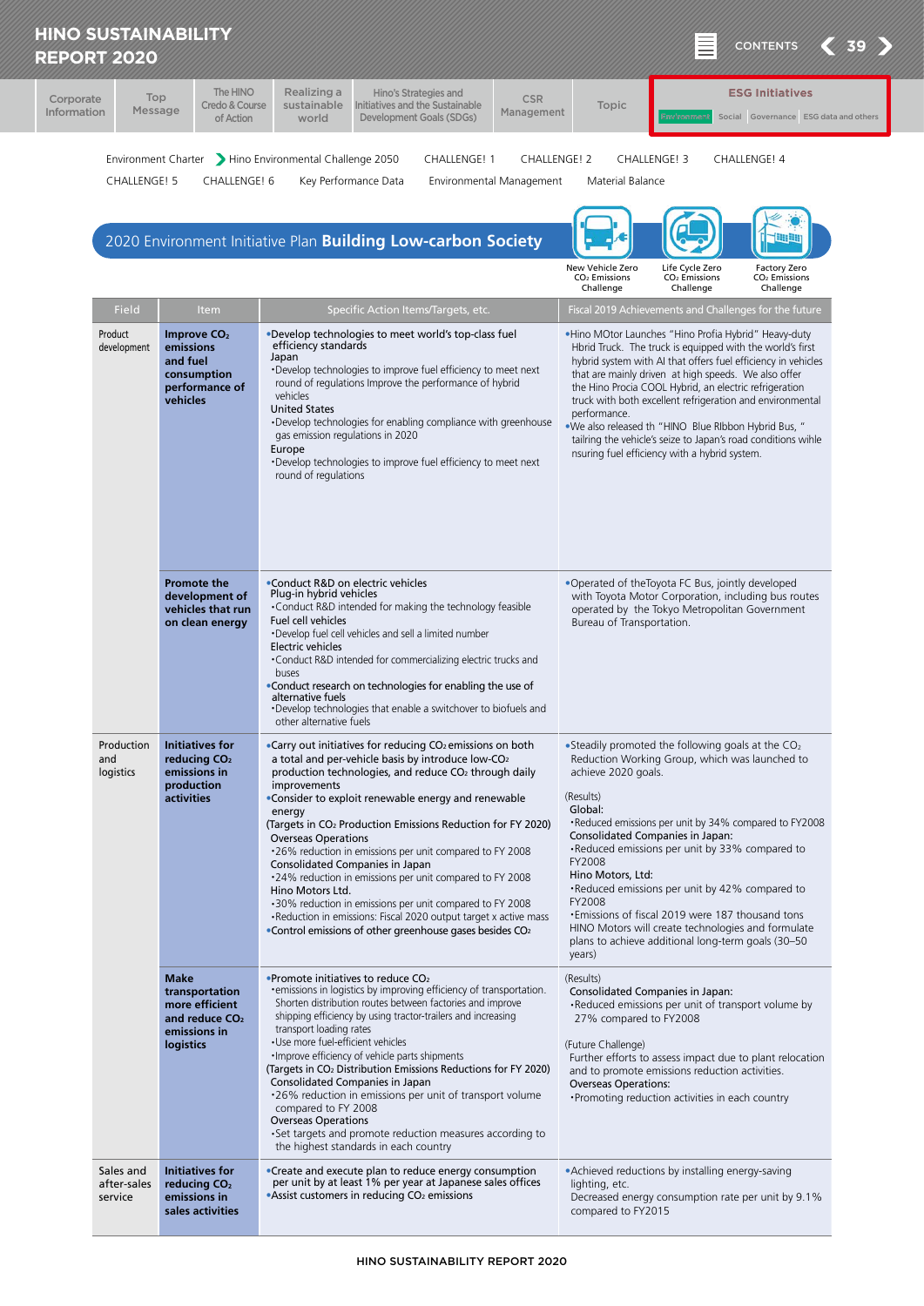## 2020 Environment Initiative Plan **Building Low-carbon Society**

New Vehicle Zero $CO_2$ Emissions Challenge | Life Cycle Zero $CO_2$ Emissions Challenge | Factory Zero $CO_2$ Emissions Challenge

| Field | Item | Specific Action Items/Targets, etc. | Fiscal 2019 Achievements and Challenges for the future |
|---|---|---|---|
| Product development | **Improve $CO_2$ emissions and fuel consumption performance of vehicles** | •Develop technologies to meet world's top-class fuel efficiency standards<br>Japan<br>・Develop technologies to improve fuel efficiency to meet next round of regulations Improve the performance of hybrid vehicles<br>United States<br>・Develop technologies for enabling compliance with greenhouse gas emission regulations in 2020<br>Europe<br>・Develop technologies to improve fuel efficiency to meet next round of regulations | •Hino MOtor Launches "Hino Profia Hybrid" Heavy-duty Hbrid Truck. The truck is equipped with the world's first hybrid system with AI that offers fuel efficiency in vehicles that are mainly driven at high speeds. We also offer the Hino Procia COOL Hybrid, an electric refrigeration truck with both excellent refrigeration and environmental performance.<br>•We also released th "HINO Blue RIbbon Hybrid Bus," tailring the vehicle's seize to Japan's road conditions wihle nsuring fuel efficiency with a hybrid system. |
| | **Promote the development of vehicles that run on clean energy** | •Conduct R&D on electric vehicles<br>Plug-in hybrid vehicles<br>・Conduct R&D intended for making the technology feasible<br>Fuel cell vehicles<br>・Develop fuel cell vehicles and sell a limited number<br>Electric vehicles<br>・Conduct R&D intended for commercializing electric trucks and buses<br>•Conduct research on technologies for enabling the use of alternative fuels<br>・Develop technologies that enable a switchover to biofuels and other alternative fuels | •Operated of theToyota FC Bus, jointly developed with Toyota Motor Corporation, including bus routes operated by the Tokyo Metropolitan Government Bureau of Transportation. |
| Production and logistics | **Initiatives for reducing $CO_2$ emissions in production activities** | •Carry out initiatives for reducing $CO_2$ emissions on both a total and per-vehicle basis by introduce low-$CO_2$ production technologies, and reduce $CO_2$ through daily improvements<br>•Consider to exploit renewable energy and renewable energy<br>(Targets in $CO_2$ Production Emissions Reduction for FY 2020)<br>Overseas Operations<br>・26% reduction in emissions per unit compared to FY 2008<br>Consolidated Companies in Japan<br>・24% reduction in emissions per unit compared to FY 2008<br>Hino Motors Ltd.<br>・30% reduction in emissions per unit compared to FY 2008<br>・Reduction in emissions: Fiscal 2020 output target x active mass<br>•Control emissions of other greenhouse gases besides $CO_2$ | •Steadily promoted the following goals at the $CO_2$ Reduction Working Group, which was launched to achieve 2020 goals.<br>(Results)<br>Global:<br>・Reduced emissions per unit by 34% compared to FY2008<br>Consolidated Companies in Japan:<br>・Reduced emissions per unit by 33% compared to FY2008<br>Hino Motors, Ltd:<br>・Reduced emissions per unit by 42% compared to FY2008<br>・Emissions of fiscal 2019 were 187 thousand tons HINO Motors will create technologies and formulate plans to achieve additional long-term goals (30–50 years) |
| | **Make transportation more efficient and reduce $CO_2$ emissions in logistics** | •Promote initiatives to reduce $CO_2$<br>・emissions in logistics by improving efficiency of transportation. Shorten distribution routes between factories and improve shipping efficiency by using tractor-trailers and increasing transport loading rates<br>・Use more fuel-efficient vehicles<br>・Improve efficiency of vehicle parts shipments<br>(Targets in $CO_2$ Distribution Emissions Reductions for FY 2020)<br>Consolidated Companies in Japan<br>・26% reduction in emissions per unit of transport volume compared to FY 2008<br>Overseas Operations<br>・Set targets and promote reduction measures according to the highest standards in each country | (Results)<br>Consolidated Companies in Japan:<br>・Reduced emissions per unit of transport volume by 27% compared to FY2008<br>(Future Challenge)<br>Further efforts to assess impact due to plant relocation and to promote emissions reduction activities.<br>Overseas Operations:<br>・Promoting reduction activities in each country |
| Sales and after-sales service | **Initiatives for reducing $CO_2$ emissions in sales activities** | •Create and execute plan to reduce energy consumption per unit by at least 1% per year at Japanese sales offices<br>•Assist customers in reducing $CO_2$ emissions | •Achieved reductions by installing energy-saving lighting, etc.<br>Decreased energy consumption rate per unit by 9.1% compared to FY2015 |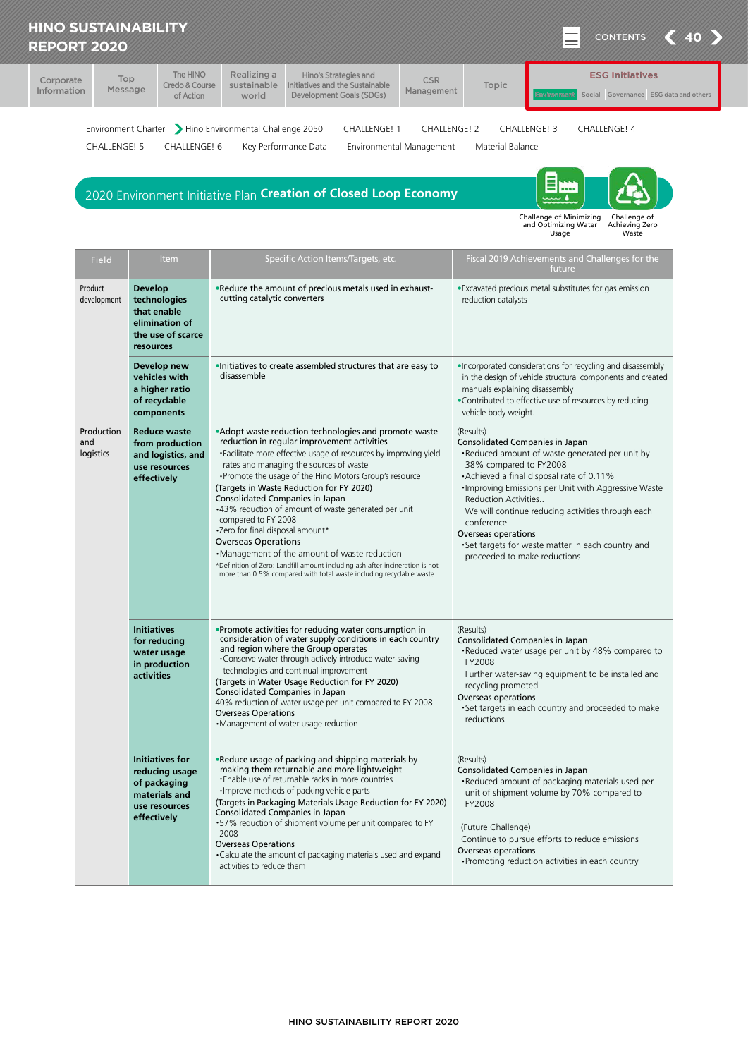## 2020 Environment Initiative Plan **Creation of Closed Loop Economy**

Challenge of Minimizing and Optimizing Water Usage

Challenge of Achieving Zero Waste

| Field | Item | Specific Action Items/Targets, etc. | Fiscal 2019 Achievements and Challenges for the future |
|---|---|---|---|
| Product development | **Develop technologies that enable elimination of the use of scarce resources** | •Reduce the amount of precious metals used in exhaust-cutting catalytic converters | •Excavated precious metal substitutes for gas emission reduction catalysts |
| | **Develop new vehicles with a higher ratio of recyclable components** | •Initiatives to create assembled structures that are easy to disassemble | •Incorporated considerations for recycling and disassembly in the design of vehicle structural components and created manuals explaining disassembly<br>•Contributed to effective use of resources by reducing vehicle body weight. |
| Production and logistics | **Reduce waste from production and logistics, and use resources effectively** | •Adopt waste reduction technologies and promote waste reduction in regular improvement activities<br>・Facilitate more effective usage of resources by improving yield rates and managing the sources of waste<br>・Promote the usage of the Hino Motors Group's resource<br>(Targets in Waste Reduction for FY 2020)<br>Consolidated Companies in Japan<br>・43% reduction of amount of waste generated per unit compared to FY 2008<br>・Zero for final disposal amount*<br>Overseas Operations<br>・Management of the amount of waste reduction<br>*Definition of Zero: Landfill amount including ash after incineration is not more than 0.5% compared with total waste including recyclable waste | (Results)<br>Consolidated Companies in Japan<br>・Reduced amount of waste generated per unit by 38% compared to FY2008<br>・Achieved a final disposal rate of 0.11%<br>・Improving Emissions per Unit with Aggressive Waste Reduction Activities..<br>We will continue reducing activities through each conference<br>Overseas operations<br>・Set targets for waste matter in each country and proceeded to make reductions |
| | **Initiatives for reducing water usage in production activities** | •Promote activities for reducing water consumption in consideration of water supply conditions in each country and region where the Group operates<br>・Conserve water through actively introduce water-saving technologies and continual improvement<br>(Targets in Water Usage Reduction for FY 2020)<br>Consolidated Companies in Japan<br>40% reduction of water usage per unit compared to FY 2008<br>Overseas Operations<br>・Management of water usage reduction | (Results)<br>Consolidated Companies in Japan<br>・Reduced water usage per unit by 48% compared to FY2008<br>Further water-saving equipment to be installed and recycling promoted<br>Overseas operations<br>・Set targets in each country and proceeded to make reductions |
| | **Initiatives for reducing usage of packaging materials and use resources effectively** | •Reduce usage of packing and shipping materials by making them returnable and more lightweight<br>・Enable use of returnable racks in more countries<br>・Improve methods of packing vehicle parts<br>(Targets in Packaging Materials Usage Reduction for FY 2020)<br>Consolidated Companies in Japan<br>・57% reduction of shipment volume per unit compared to FY 2008<br>Overseas Operations<br>・Calculate the amount of packaging materials used and expand activities to reduce them | (Results)<br>Consolidated Companies in Japan<br>・Reduced amount of packaging materials used per unit of shipment volume by 70% compared to FY2008<br><br>(Future Challenge)<br>Continue to pursue efforts to reduce emissions<br>Overseas operations<br>・Promoting reduction activities in each country |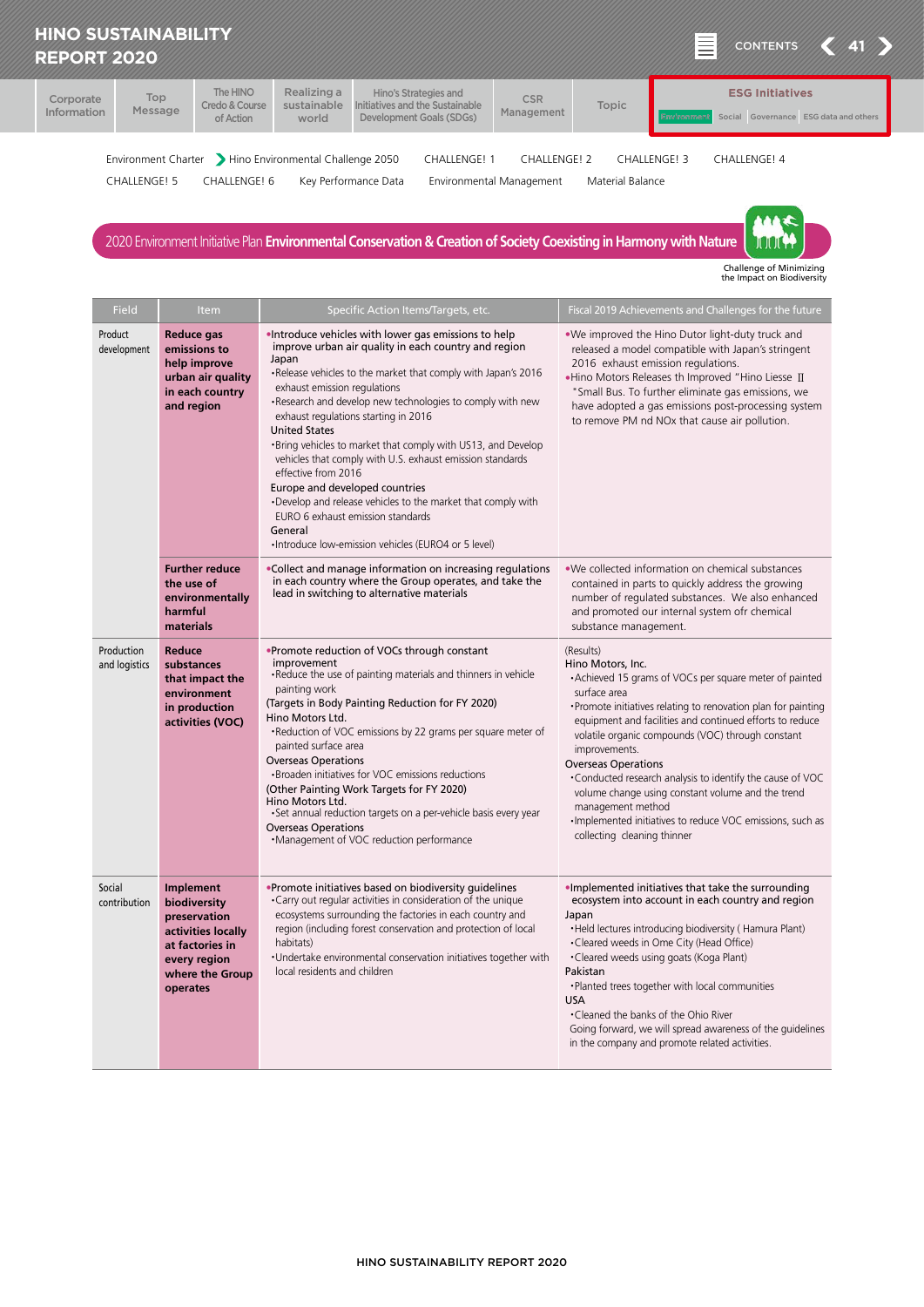Environment Charter | Hino Environmental Challenge 2050 | CHALLENGE! 1 | CHALLENGE! 2 | CHALLENGE! 3 | CHALLENGE! 4 | CHALLENGE! 5 | CHALLENGE! 6 | Key Performance Data | Environmental Management | Material Balance

## 2020 Environment Initiative Plan **Environmental Conservation & Creation of Society Coexisting in Harmony with Nature**

Challenge of Minimizing the Impact on Biodiversity

| Field | Item | Specific Action Items/Targets, etc. | Fiscal 2019 Achievements and Challenges for the future |
|---|---|---|---|
| Product development | **Reduce gas emissions to help improve urban air quality in each country and region** | •Introduce vehicles with lower gas emissions to help improve urban air quality in each country and region<br>Japan<br>•Release vehicles to the market that comply with Japan's 2016 exhaust emission regulations<br>•Research and develop new technologies to comply with new exhaust regulations starting in 2016<br>United States<br>•Bring vehicles to market that comply with US13, and Develop vehicles that comply with U.S. exhaust emission standards effective from 2016<br>Europe and developed countries<br>•Develop and release vehicles to the market that comply with EURO 6 exhaust emission standards<br>General<br>•Introduce low-emission vehicles (EURO4 or 5 level) | •We improved the Hino Dutor light-duty truck and released a model compatible with Japan's stringent 2016 exhaust emission regulations.<br>•Hino Motors Releases th Improved "Hino Liesse Ⅱ "Small Bus. To further eliminate gas emissions, we have adopted a gas emissions post-processing system to remove PM nd NOx that cause air pollution. |
| | **Further reduce the use of environmentally harmful materials** | •Collect and manage information on increasing regulations in each country where the Group operates, and take the lead in switching to alternative materials | •We collected information on chemical substances contained in parts to quickly address the growing number of regulated substances. We also enhanced and promoted our internal system ofr chemical substance management. |
| Production and logistics | **Reduce substances that impact the environment in production activities (VOC)** | •Promote reduction of VOCs through constant improvement<br>•Reduce the use of painting materials and thinners in vehicle painting work<br>(Targets in Body Painting Reduction for FY 2020)<br>Hino Motors Ltd.<br>•Reduction of VOC emissions by 22 grams per square meter of painted surface area<br>Overseas Operations<br>•Broaden initiatives for VOC emissions reductions<br>(Other Painting Work Targets for FY 2020)<br>Hino Motors Ltd.<br>•Set annual reduction targets on a per-vehicle basis every year<br>Overseas Operations<br>•Management of VOC reduction performance | (Results)<br>Hino Motors, Inc.<br>•Achieved 15 grams of VOCs per square meter of painted surface area<br>•Promote initiatives relating to renovation plan for painting equipment and facilities and continued efforts to reduce volatile organic compounds (VOC) through constant improvements.<br>Overseas Operations<br>•Conducted research analysis to identify the cause of VOC volume change using constant volume and the trend management method<br>•Implemented initiatives to reduce VOC emissions, such as collecting cleaning thinner |
| Social contribution | **Implement biodiversity preservation activities locally at factories in every region where the Group operates** | •Promote initiatives based on biodiversity guidelines<br>•Carry out regular activities in consideration of the unique ecosystems surrounding the factories in each country and region (including forest conservation and protection of local habitats)<br>•Undertake environmental conservation initiatives together with local residents and children | •Implemented initiatives that take the surrounding ecosystem into account in each country and region<br>Japan<br>•Held lectures introducing biodiversity ( Hamura Plant)<br>•Cleared weeds in Ome City (Head Office)<br>•Cleared weeds using goats (Koga Plant)<br>Pakistan<br>•Planted trees together with local communities<br>USA<br>•Cleaned the banks of the Ohio River<br>Going forward, we will spread awareness of the guidelines in the company and promote related activities. |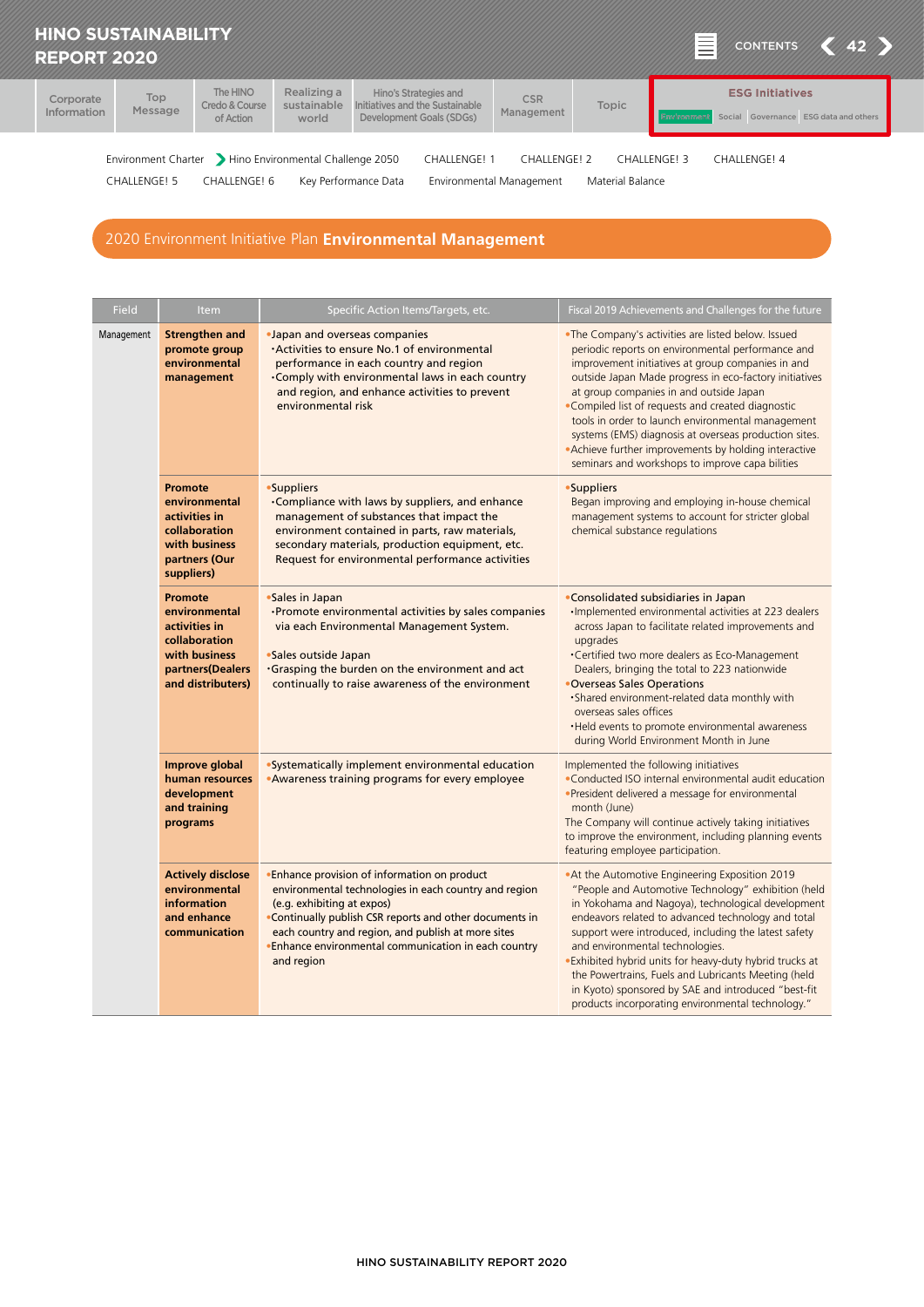Environment Charter | Hino Environmental Challenge 2050 | CHALLENGE! 1 | CHALLENGE! 2 | CHALLENGE! 3 | CHALLENGE! 4 | CHALLENGE! 5 | CHALLENGE! 6 | Key Performance Data | Environmental Management | Material Balance

## 2020 Environment Initiative Plan **Environmental Management**

| Field | Item | Specific Action Items/Targets, etc. | Fiscal 2019 Achievements and Challenges for the future |
|---|---|---|---|
| Management | **Strengthen and promote group environmental management** | •Japan and overseas companies<br>·Activities to ensure No.1 of environmental performance in each country and region<br>·Comply with environmental laws in each country and region, and enhance activities to prevent environmental risk | •The Company's activities are listed below. Issued periodic reports on environmental performance and improvement initiatives at group companies in and outside Japan Made progress in eco-factory initiatives at group companies in and outside Japan<br>•Compiled list of requests and created diagnostic tools in order to launch environmental management systems (EMS) diagnosis at overseas production sites.<br>•Achieve further improvements by holding interactive seminars and workshops to improve capa bilities |
| | **Promote environmental activities in collaboration with business partners (Our suppliers)** | •Suppliers<br>·Compliance with laws by suppliers, and enhance management of substances that impact the environment contained in parts, raw materials, secondary materials, production equipment, etc. Request for environmental performance activities | •Suppliers<br>Began improving and employing in-house chemical management systems to account for stricter global chemical substance regulations |
| | **Promote environmental activities in collaboration with business partners(Dealers and distributors)** | •Sales in Japan<br>·Promote environmental activities by sales companies via each Environmental Management System.<br><br>•Sales outside Japan<br>·Grasping the burden on the environment and act continually to raise awareness of the environment | •Consolidated subsidiaries in Japan<br>·Implemented environmental activities at 223 dealers across Japan to facilitate related improvements and upgrades<br>·Certified two more dealers as Eco-Management Dealers, bringing the total to 223 nationwide<br>•Overseas Sales Operations<br>·Shared environment-related data monthly with overseas sales offices<br>·Held events to promote environmental awareness during World Environment Month in June |
| | **Improve global human resources development and training programs** | •Systematically implement environmental education<br>•Awareness training programs for every employee | Implemented the following initiatives<br>•Conducted ISO internal environmental audit education<br>•President delivered a message for environmental month (June)<br>The Company will continue actively taking initiatives to improve the environment, including planning events featuring employee participation. |
| | **Actively disclose environmental information and enhance communication** | •Enhance provision of information on product environmental technologies in each country and region (e.g. exhibiting at expos)<br>•Continually publish CSR reports and other documents in each country and region, and publish at more sites<br>•Enhance environmental communication in each country and region | •At the Automotive Engineering Exposition 2019 "People and Automotive Technology" exhibition (held in Yokohama and Nagoya), technological development endeavors related to advanced technology and total support were introduced, including the latest safety and environmental technologies.<br>•Exhibited hybrid units for heavy-duty hybrid trucks at the Powertrains, Fuels and Lubricants Meeting (held in Kyoto) sponsored by SAE and introduced "best-fit products incorporating environmental technology." |